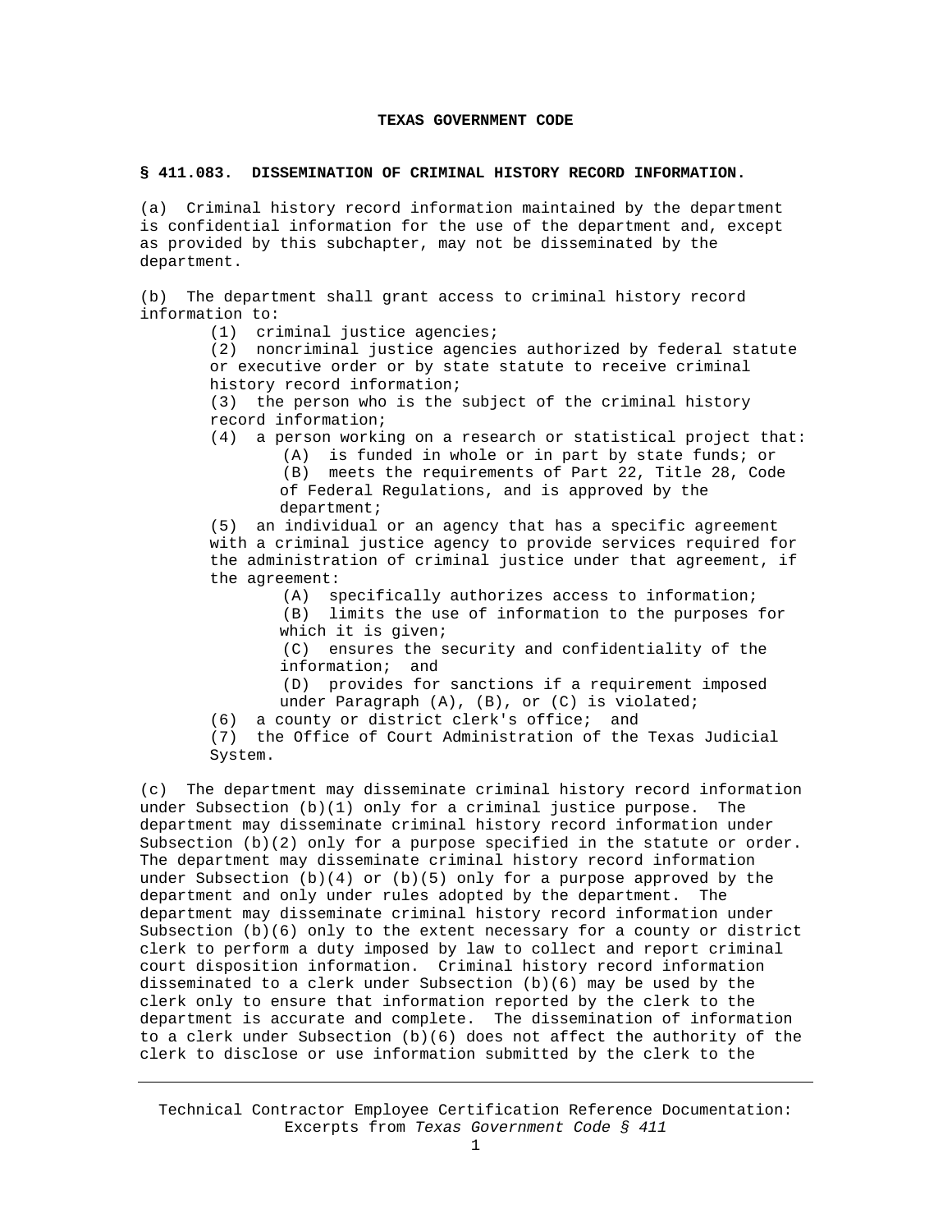# TEXAS GOVERNMENT CODE

## § 411.083. DISSEMINATION OF CRIMINAL HISTORY RECORD INFORMATION.

(a) Criminal history record information maintained by the department is confidential information for the use of the department and, except as provided by this subchapter, may not be disseminated by the department.

(b) The department shall grant access to criminal history record information to:

- (1) criminal justice agencies;
- (2) noncriminal justice agencies authorized by federal statute or executive order or by state statute to receive criminal history record information;
- (3) the person who is the subject of the criminal history record information;
- (4) a person working on a research or statistical project that:
  - (A) is funded in whole or in part by state funds; or
  - (B) meets the requirements of Part 22, Title 28, Code of Federal Regulations, and is approved by the department;
- (5) an individual or an agency that has a specific agreement with a criminal justice agency to provide services required for the administration of criminal justice under that agreement, if the agreement:
  - (A) specifically authorizes access to information;
  - (B) limits the use of information to the purposes for which it is given;
  - (C) ensures the security and confidentiality of the information; and
  - (D) provides for sanctions if a requirement imposed under Paragraph (A), (B), or (C) is violated;
- (6) a county or district clerk's office; and
- (7) the Office of Court Administration of the Texas Judicial System.

(c) The department may disseminate criminal history record information under Subsection (b)(1) only for a criminal justice purpose. The department may disseminate criminal history record information under Subsection (b)(2) only for a purpose specified in the statute or order. The department may disseminate criminal history record information under Subsection (b)(4) or (b)(5) only for a purpose approved by the department and only under rules adopted by the department. The department may disseminate criminal history record information under Subsection (b)(6) only to the extent necessary for a county or district clerk to perform a duty imposed by law to collect and report criminal court disposition information. Criminal history record information disseminated to a clerk under Subsection (b)(6) may be used by the clerk only to ensure that information reported by the clerk to the department is accurate and complete. The dissemination of information to a clerk under Subsection (b)(6) does not affect the authority of the clerk to disclose or use information submitted by the clerk to the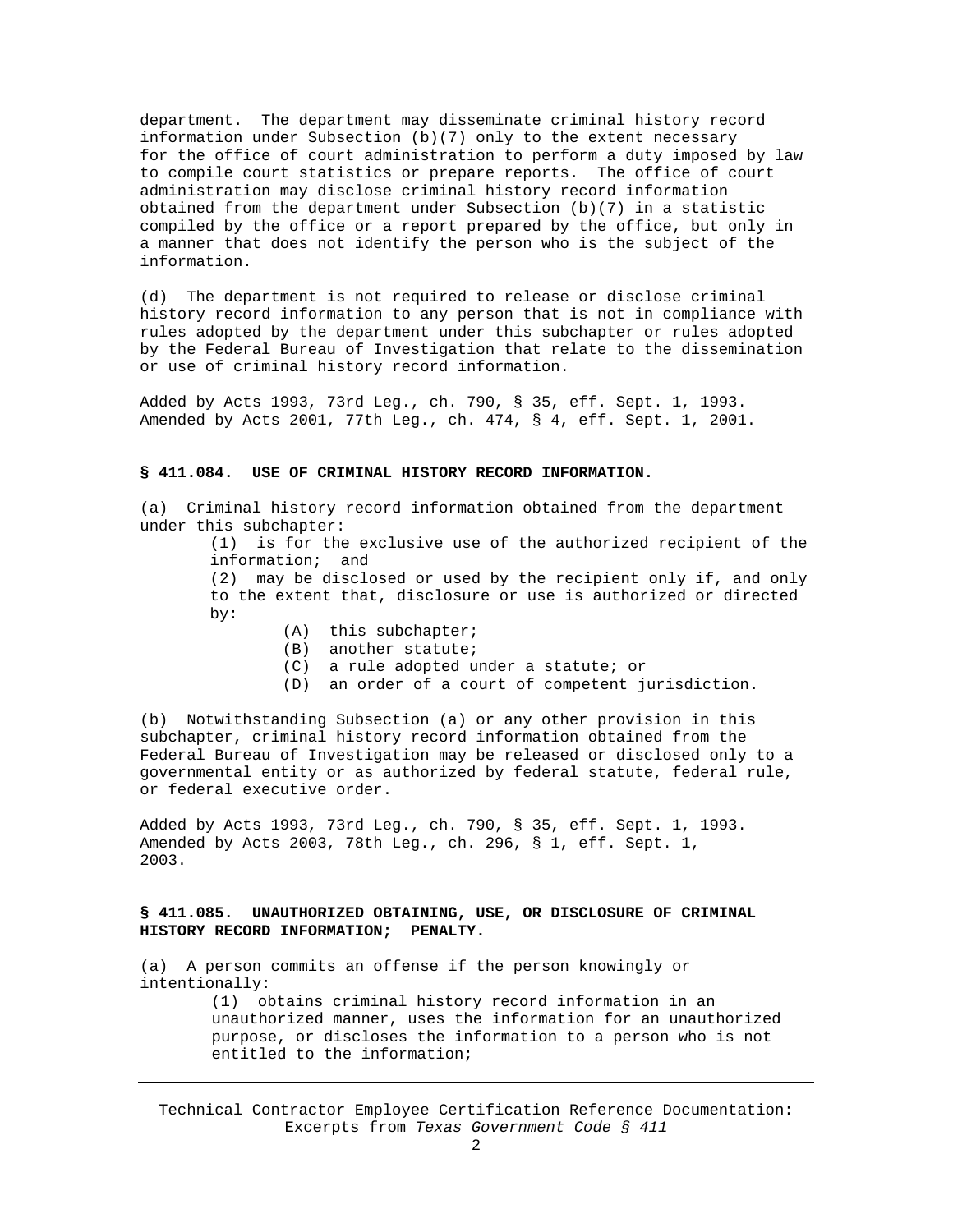department. The department may disseminate criminal history record information under Subsection (b)(7) only to the extent necessary for the office of court administration to perform a duty imposed by law to compile court statistics or prepare reports. The office of court administration may disclose criminal history record information obtained from the department under Subsection (b)(7) in a statistic compiled by the office or a report prepared by the office, but only in a manner that does not identify the person who is the subject of the information.

(d) The department is not required to release or disclose criminal history record information to any person that is not in compliance with rules adopted by the department under this subchapter or rules adopted by the Federal Bureau of Investigation that relate to the dissemination or use of criminal history record information.

Added by Acts 1993, 73rd Leg., ch. 790, § 35, eff. Sept. 1, 1993. Amended by Acts 2001, 77th Leg., ch. 474, § 4, eff. Sept. 1, 2001.

**§ 411.084. USE OF CRIMINAL HISTORY RECORD INFORMATION.**

(a) Criminal history record information obtained from the department under this subchapter:

- (1) is for the exclusive use of the authorized recipient of the information; and
- (2) may be disclosed or used by the recipient only if, and only to the extent that, disclosure or use is authorized or directed by:
  - (A) this subchapter;
  - (B) another statute;
  - (C) a rule adopted under a statute; or
  - (D) an order of a court of competent jurisdiction.

(b) Notwithstanding Subsection (a) or any other provision in this subchapter, criminal history record information obtained from the Federal Bureau of Investigation may be released or disclosed only to a governmental entity or as authorized by federal statute, federal rule, or federal executive order.

Added by Acts 1993, 73rd Leg., ch. 790, § 35, eff. Sept. 1, 1993. Amended by Acts 2003, 78th Leg., ch. 296, § 1, eff. Sept. 1, 2003.

**§ 411.085. UNAUTHORIZED OBTAINING, USE, OR DISCLOSURE OF CRIMINAL HISTORY RECORD INFORMATION; PENALTY.**

(a) A person commits an offense if the person knowingly or intentionally:

- (1) obtains criminal history record information in an unauthorized manner, uses the information for an unauthorized purpose, or discloses the information to a person who is not entitled to the information;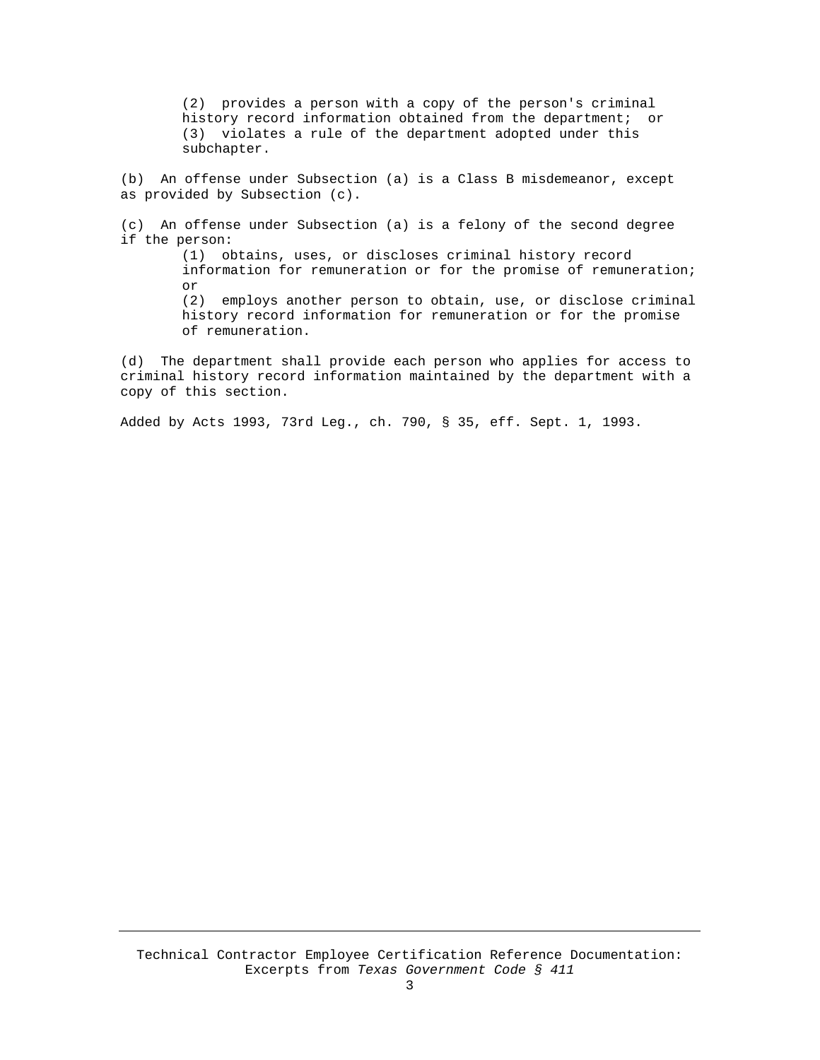(2) provides a person with a copy of the person's criminal history record information obtained from the department; or
(3) violates a rule of the department adopted under this subchapter.

(b) An offense under Subsection (a) is a Class B misdemeanor, except as provided by Subsection (c).

(c) An offense under Subsection (a) is a felony of the second degree if the person:

(1) obtains, uses, or discloses criminal history record information for remuneration or for the promise of remuneration; or
(2) employs another person to obtain, use, or disclose criminal history record information for remuneration or for the promise of remuneration.

(d) The department shall provide each person who applies for access to criminal history record information maintained by the department with a copy of this section.

Added by Acts 1993, 73rd Leg., ch. 790, § 35, eff. Sept. 1, 1993.